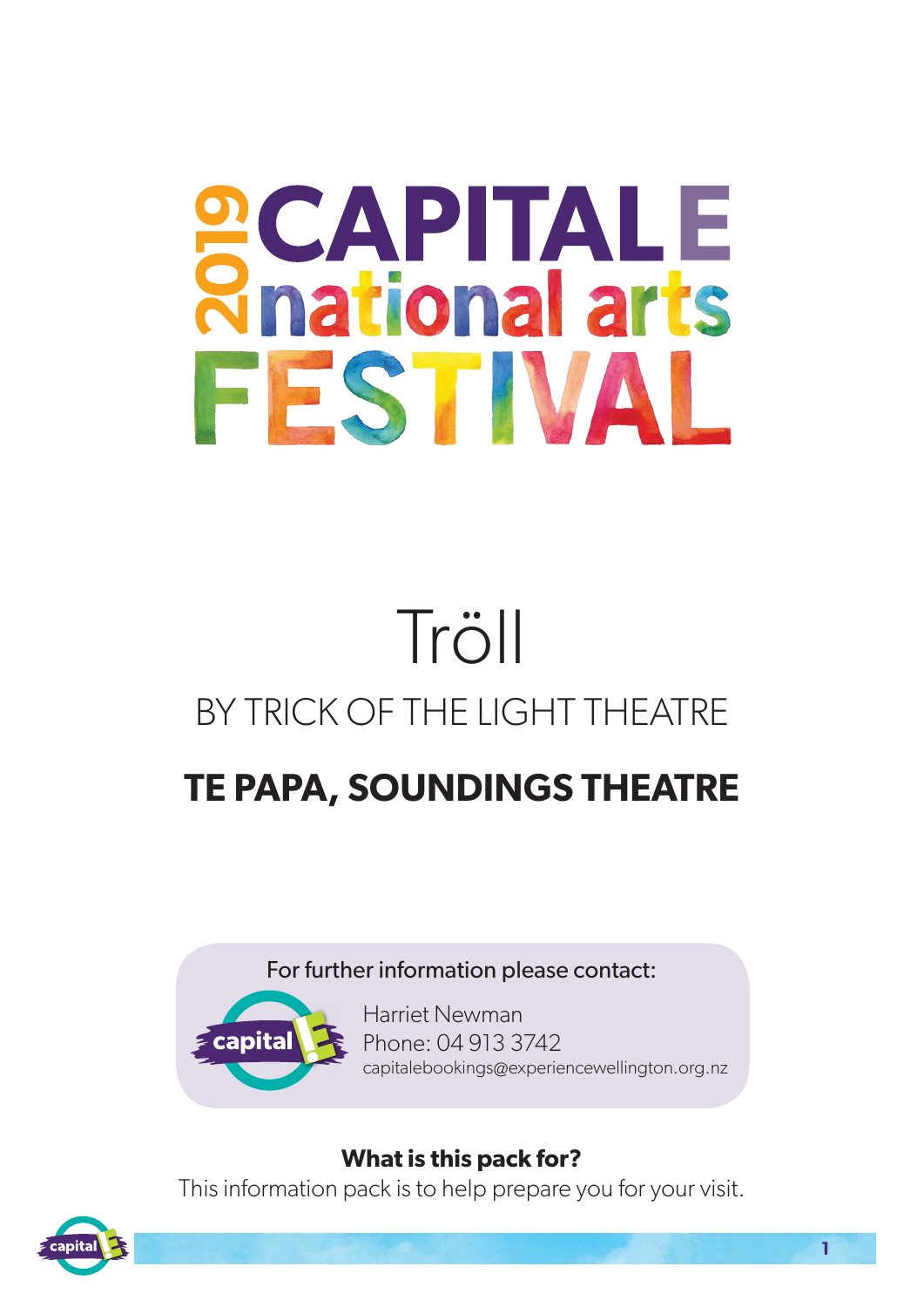# 2019 CAPITAL E national arts FESTIVAL

# Tröll

## BY TRICK OF THE LIGHT THEATRE

## TE PAPA, SOUNDINGS THEATRE

For further information please contact:

capital E

Harriet Newman
Phone: 04 913 3742
capitalebookings@experiencewellington.org.nz

**What is this pack for?**
This information pack is to help prepare you for your visit.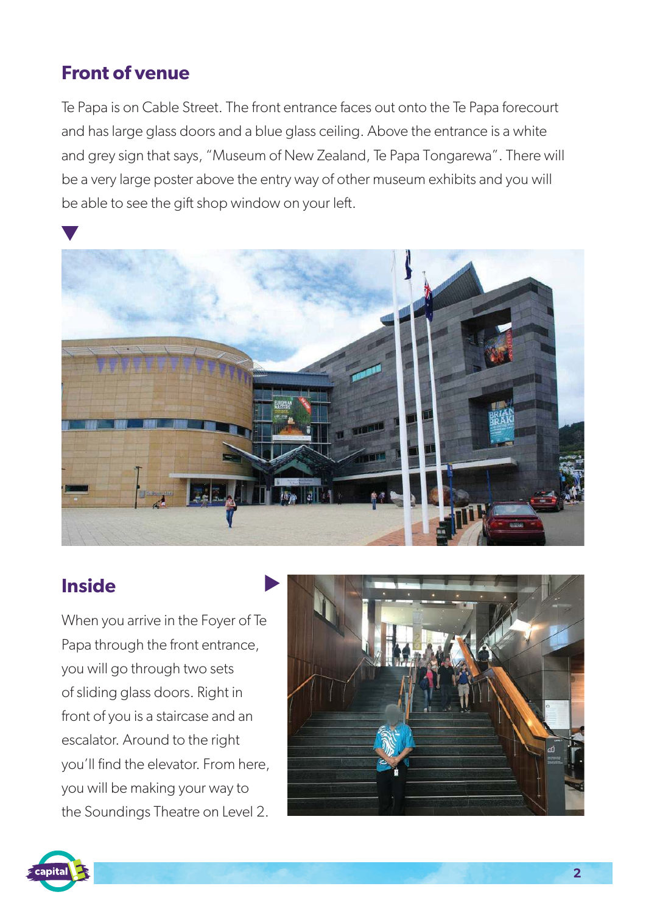## Front of venue

Te Papa is on Cable Street. The front entrance faces out onto the Te Papa forecourt and has large glass doors and a blue glass ceiling. Above the entrance is a white and grey sign that says, "Museum of New Zealand, Te Papa Tongarewa". There will be a very large poster above the entry way of other museum exhibits and you will be able to see the gift shop window on your left.

## Inside

When you arrive in the Foyer of Te Papa through the front entrance, you will go through two sets of sliding glass doors. Right in front of you is a staircase and an escalator. Around to the right you'll find the elevator. From here, you will be making your way to the Soundings Theatre on Level 2.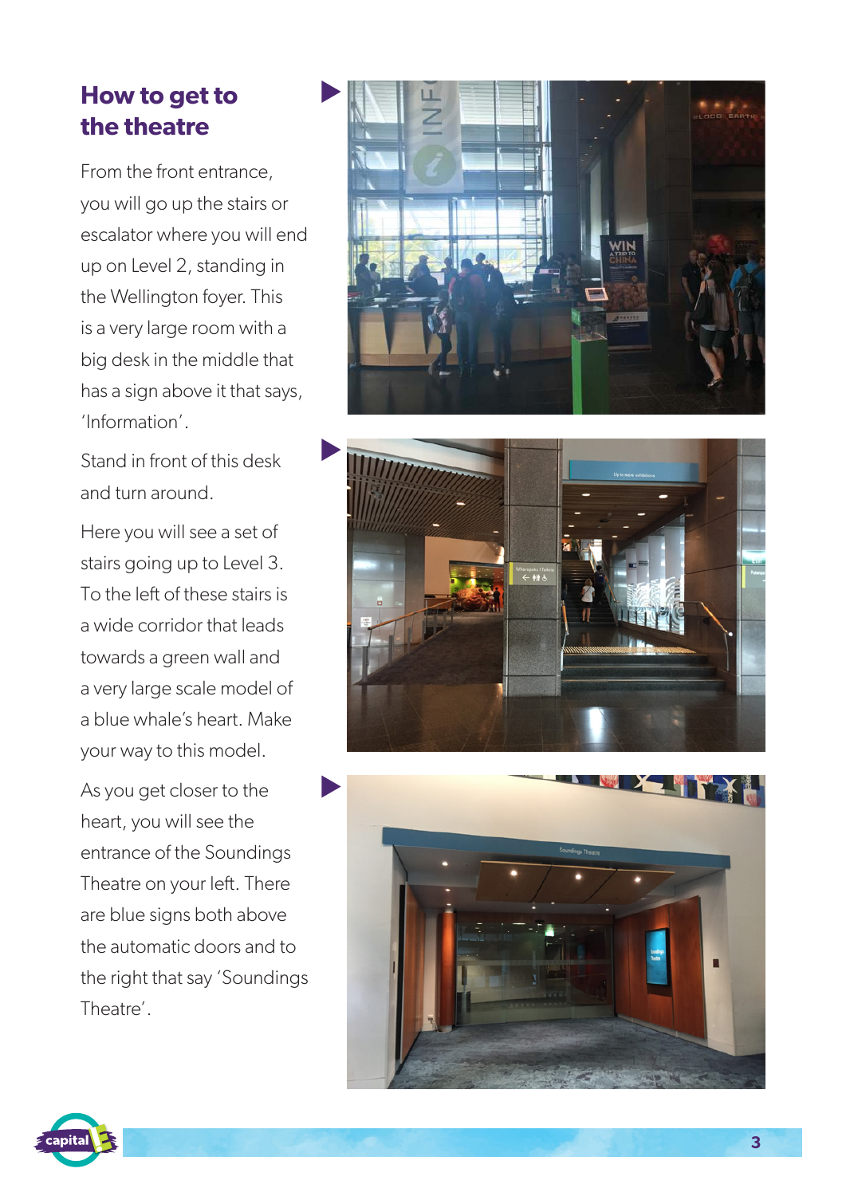## How to get to the theatre

From the front entrance, you will go up the stairs or escalator where you will end up on Level 2, standing in the Wellington foyer. This is a very large room with a big desk in the middle that has a sign above it that says, 'Information'.

Stand in front of this desk and turn around.

Here you will see a set of stairs going up to Level 3. To the left of these stairs is a wide corridor that leads towards a green wall and a very large scale model of a blue whale's heart. Make your way to this model.

As you get closer to the heart, you will see the entrance of the Soundings Theatre on your left. There are blue signs both above the automatic doors and to the right that say 'Soundings Theatre'.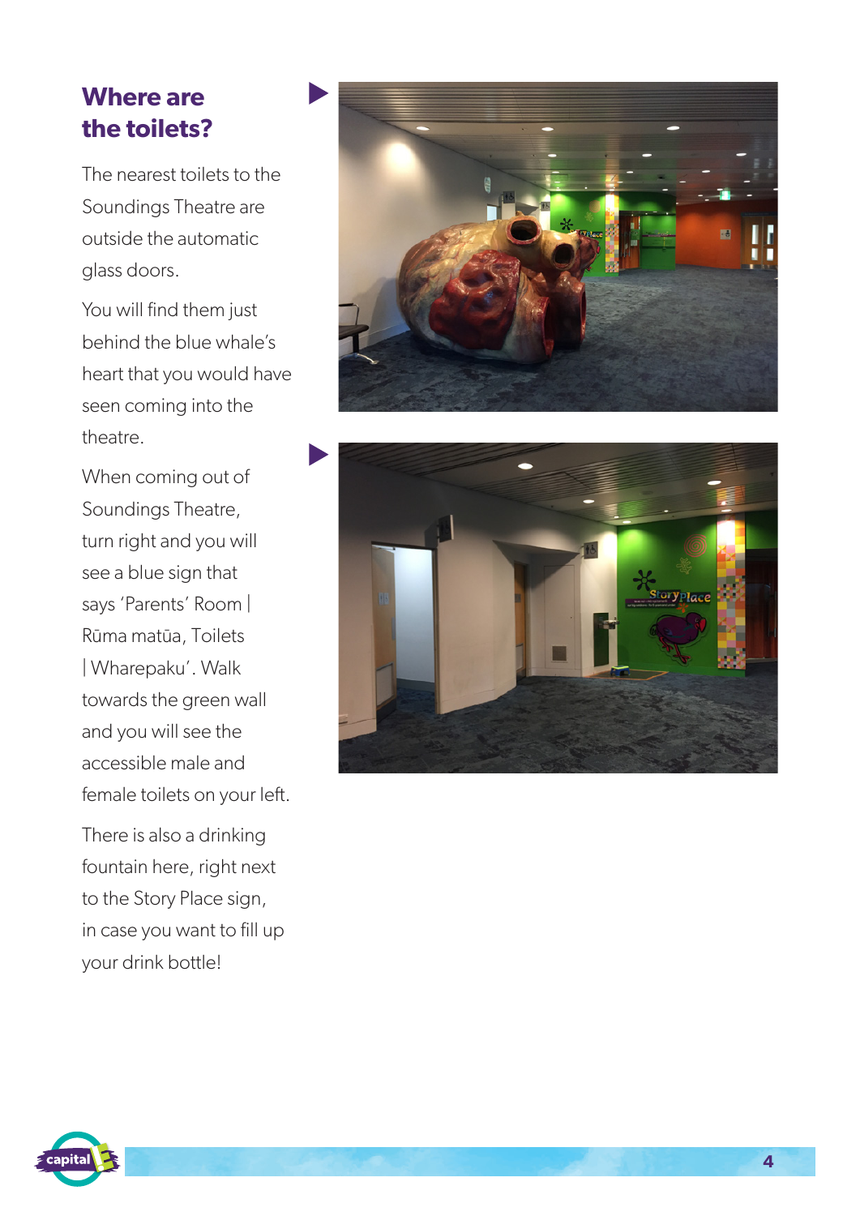## Where are the toilets?

The nearest toilets to the Soundings Theatre are outside the automatic glass doors.

You will find them just behind the blue whale's heart that you would have seen coming into the theatre.

When coming out of Soundings Theatre, turn right and you will see a blue sign that says 'Parents' Room | Rūma matūa, Toilets | Wharepaku'. Walk towards the green wall and you will see the accessible male and female toilets on your left.

There is also a drinking fountain here, right next to the Story Place sign, in case you want to fill up your drink bottle!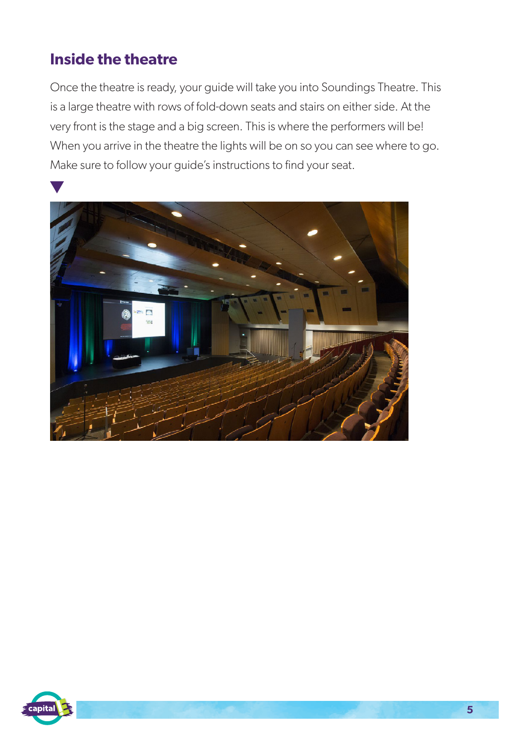## Inside the theatre

Once the theatre is ready, your guide will take you into Soundings Theatre. This is a large theatre with rows of fold-down seats and stairs on either side. At the very front is the stage and a big screen. This is where the performers will be! When you arrive in the theatre the lights will be on so you can see where to go. Make sure to follow your guide's instructions to find your seat.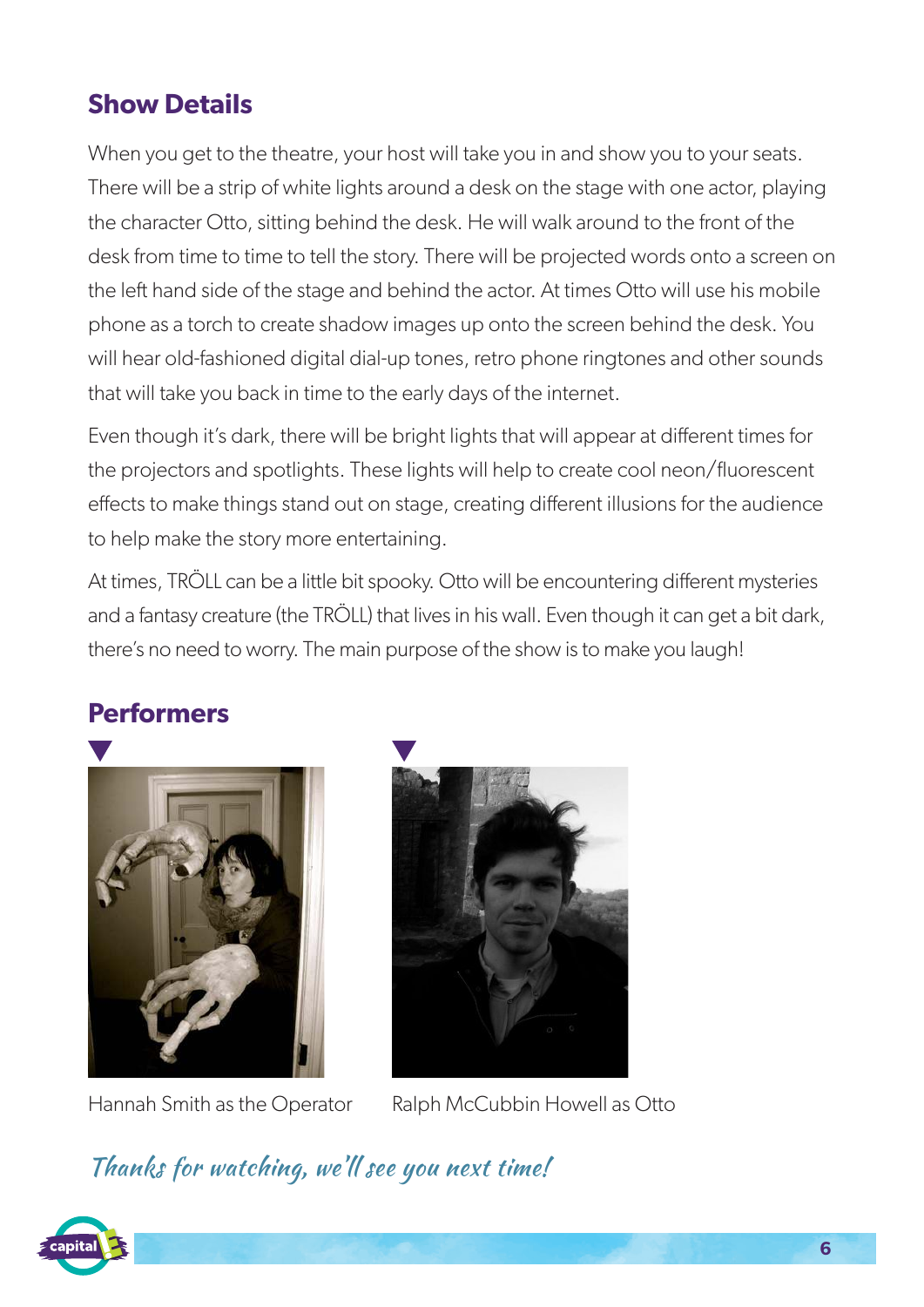## Show Details

When you get to the theatre, your host will take you in and show you to your seats. There will be a strip of white lights around a desk on the stage with one actor, playing the character Otto, sitting behind the desk. He will walk around to the front of the desk from time to time to tell the story. There will be projected words onto a screen on the left hand side of the stage and behind the actor. At times Otto will use his mobile phone as a torch to create shadow images up onto the screen behind the desk. You will hear old-fashioned digital dial-up tones, retro phone ringtones and other sounds that will take you back in time to the early days of the internet.

Even though it's dark, there will be bright lights that will appear at different times for the projectors and spotlights. These lights will help to create cool neon/fluorescent effects to make things stand out on stage, creating different illusions for the audience to help make the story more entertaining.

At times, TRÖLL can be a little bit spooky. Otto will be encountering different mysteries and a fantasy creature (the TRÖLL) that lives in his wall. Even though it can get a bit dark, there's no need to worry. The main purpose of the show is to make you laugh!

## Performers

Hannah Smith as the Operator

Ralph McCubbin Howell as Otto

*Thanks for watching, we'll see you next time!*